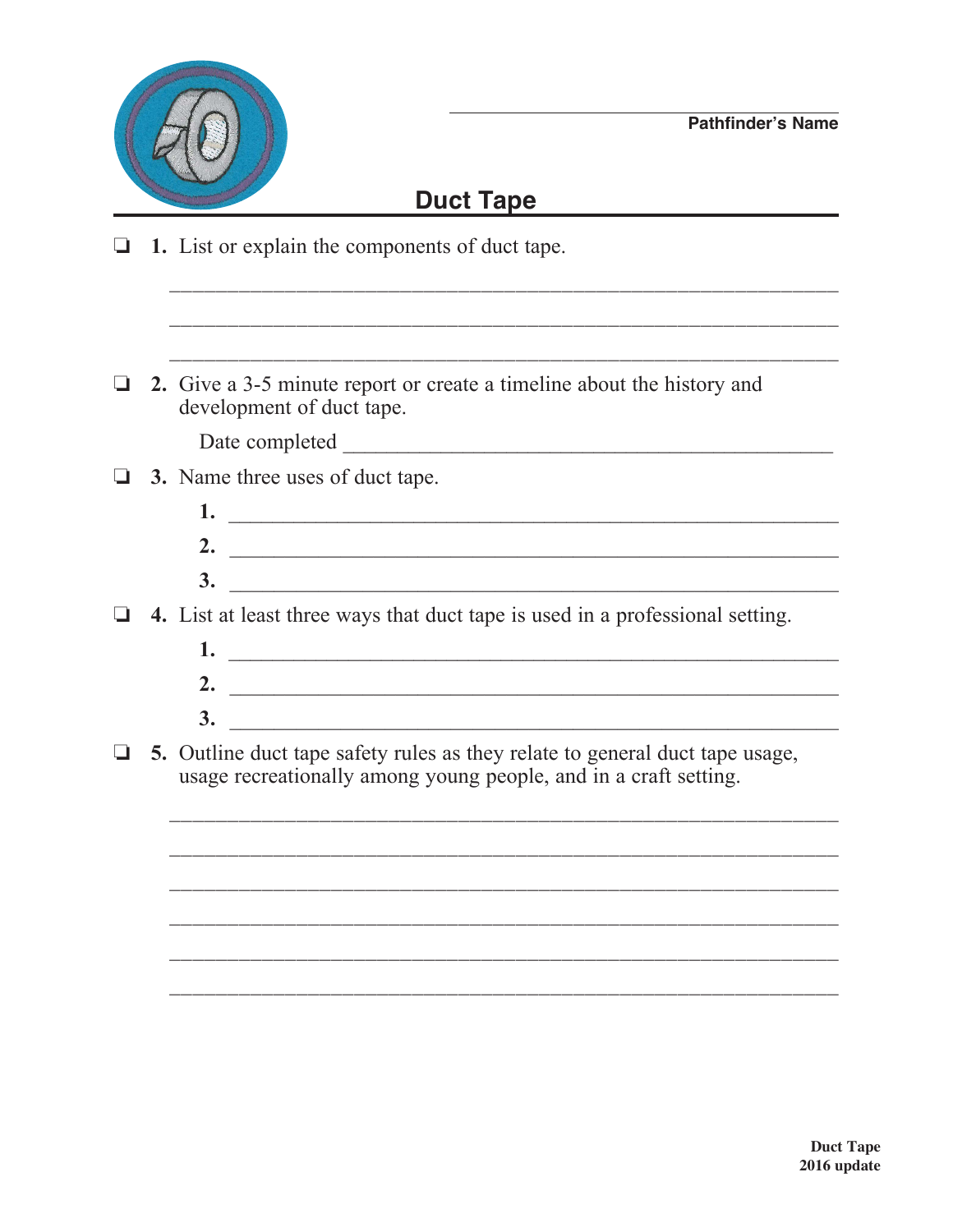Pathfinder's Name: ____________________

# Duct Tape

❏ **1.** List or explain the components of duct tape.

______________________________________________________________

______________________________________________________________

______________________________________________________________

❏ **2.** Give a 3-5 minute report or create a timeline about the history and development of duct tape.

Date completed ____________________________________________

❏ **3.** Name three uses of duct tape.

**1.** ____________________________________________

**2.** ____________________________________________

**3.** ____________________________________________

❏ **4.** List at least three ways that duct tape is used in a professional setting.

**1.** ____________________________________________

**2.** ____________________________________________

**3.** ____________________________________________

❏ **5.** Outline duct tape safety rules as they relate to general duct tape usage, usage recreationally among young people, and in a craft setting.

______________________________________________________________

______________________________________________________________

______________________________________________________________

______________________________________________________________

______________________________________________________________

______________________________________________________________

**Duct Tape**
**2016 update**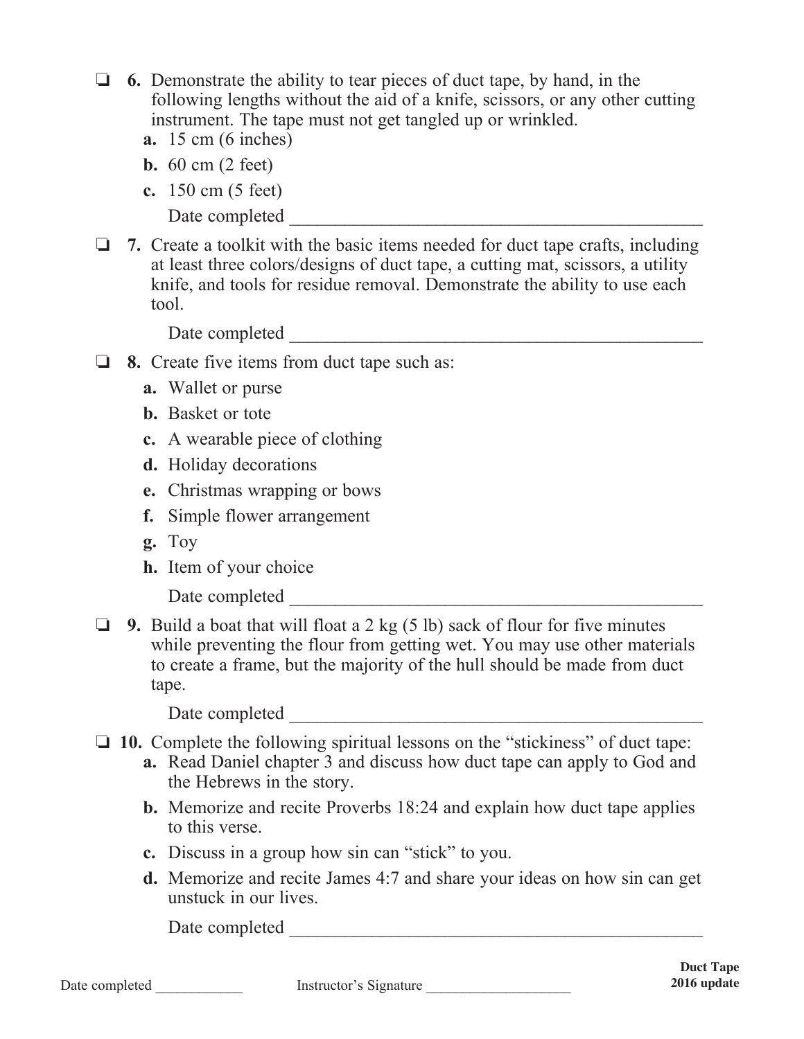❏ **6.** Demonstrate the ability to tear pieces of duct tape, by hand, in the following lengths without the aid of a knife, scissors, or any other cutting instrument. The tape must not get tangled up or wrinkled.

   **a.** 15 cm (6 inches)

   **b.** 60 cm (2 feet)

   **c.** 150 cm (5 feet)

   Date completed ______________________________________________

❏ **7.** Create a toolkit with the basic items needed for duct tape crafts, including at least three colors/designs of duct tape, a cutting mat, scissors, a utility knife, and tools for residue removal. Demonstrate the ability to use each tool.

   Date completed ______________________________________________

❏ **8.** Create five items from duct tape such as:

   **a.** Wallet or purse

   **b.** Basket or tote

   **c.** A wearable piece of clothing

   **d.** Holiday decorations

   **e.** Christmas wrapping or bows

   **f.** Simple flower arrangement

   **g.** Toy

   **h.** Item of your choice

   Date completed ______________________________________________

❏ **9.** Build a boat that will float a 2 kg (5 lb) sack of flour for five minutes while preventing the flour from getting wet. You may use other materials to create a frame, but the majority of the hull should be made from duct tape.

   Date completed ______________________________________________

❏ **10.** Complete the following spiritual lessons on the "stickiness" of duct tape:

   **a.** Read Daniel chapter 3 and discuss how duct tape can apply to God and the Hebrews in the story.

   **b.** Memorize and recite Proverbs 18:24 and explain how duct tape applies to this verse.

   **c.** Discuss in a group how sin can "stick" to you.

   **d.** Memorize and recite James 4:7 and share your ideas on how sin can get unstuck in our lives.

   Date completed ______________________________________________

Date completed ____________ Instructor's Signature ____________________

**Duct Tape**
**2016 update**